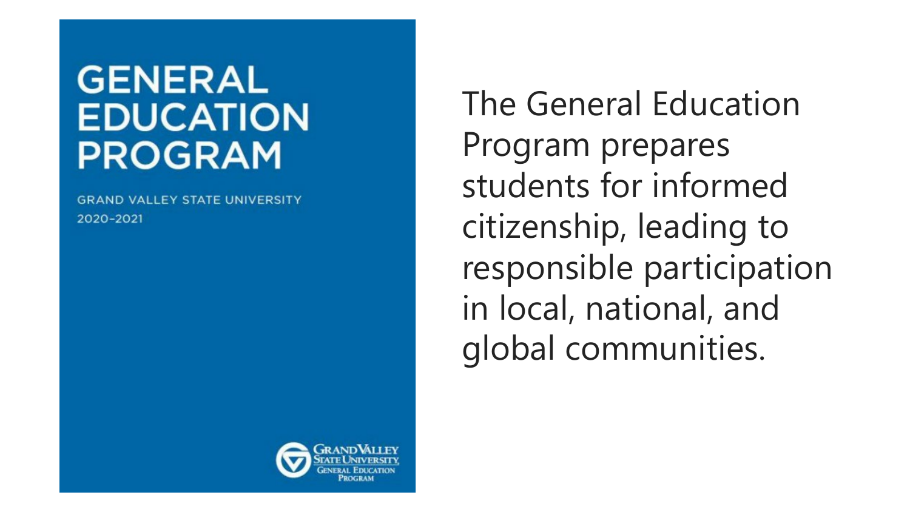# GENERAL EDUCATION PROGRAM

GRAND VALLEY STATE UNIVERSITY
2020-2021

GRAND VALLEY STATE UNIVERSITY
GENERAL EDUCATION PROGRAM

The General Education Program prepares students for informed citizenship, leading to responsible participation in local, national, and global communities.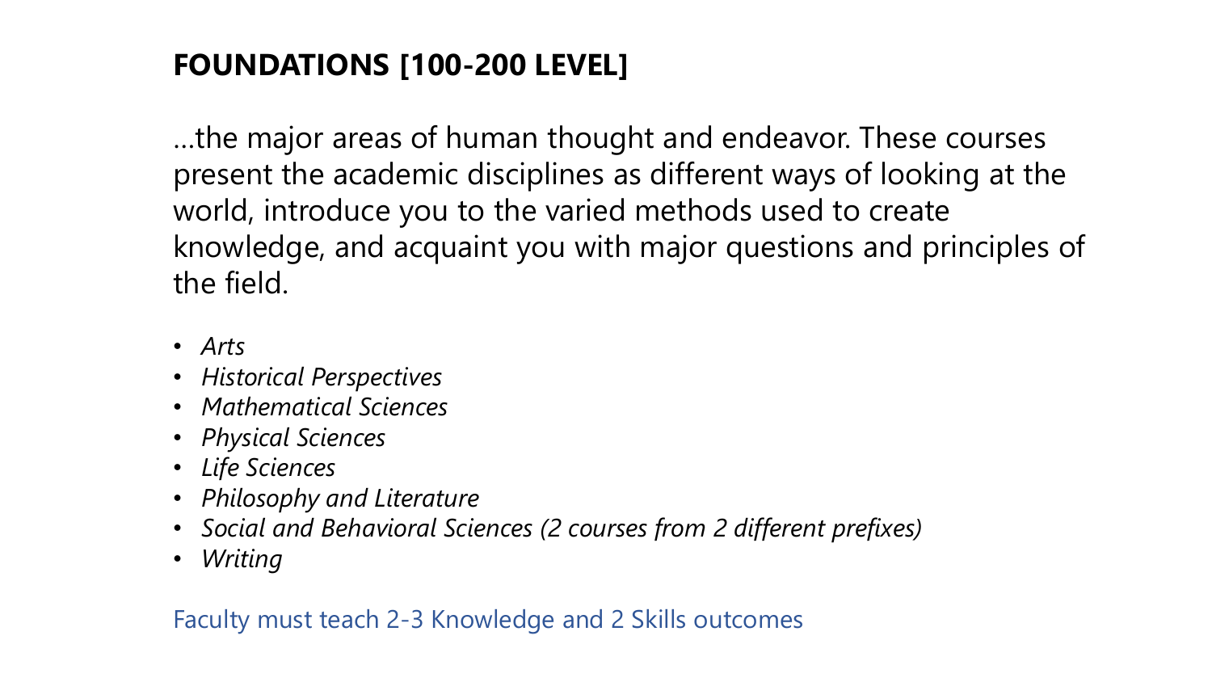## FOUNDATIONS [100-200 LEVEL]

…the major areas of human thought and endeavor. These courses present the academic disciplines as different ways of looking at the world, introduce you to the varied methods used to create knowledge, and acquaint you with major questions and principles of the field.

- *Arts*
- *Historical Perspectives*
- *Mathematical Sciences*
- *Physical Sciences*
- *Life Sciences*
- *Philosophy and Literature*
- *Social and Behavioral Sciences (2 courses from 2 different prefixes)*
- *Writing*

Faculty must teach 2-3 Knowledge and 2 Skills outcomes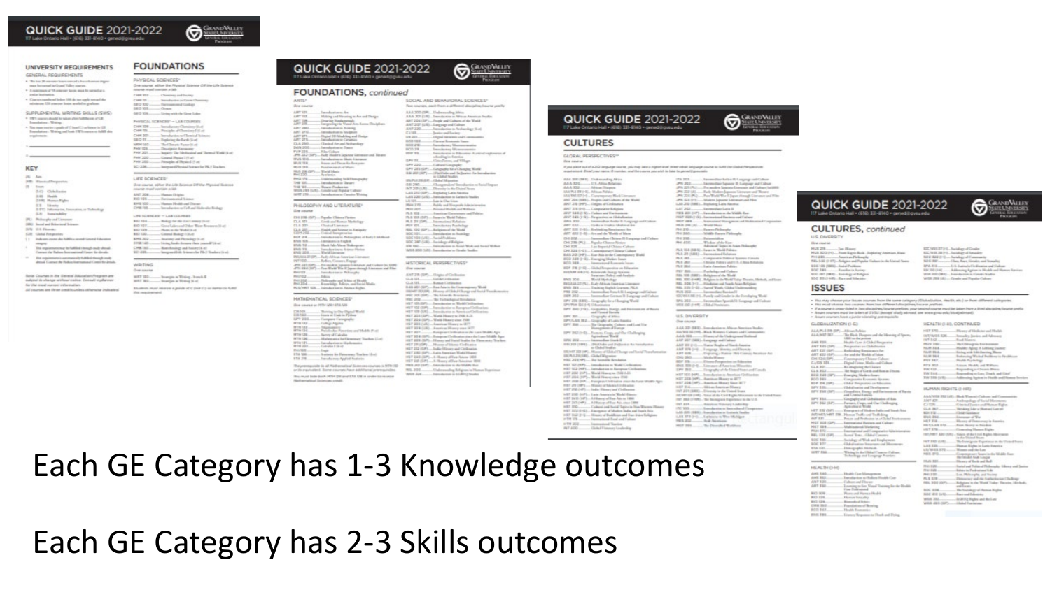Each GE Category has 1-3 Knowledge outcomes

Each GE Category has 2-3 Skills outcomes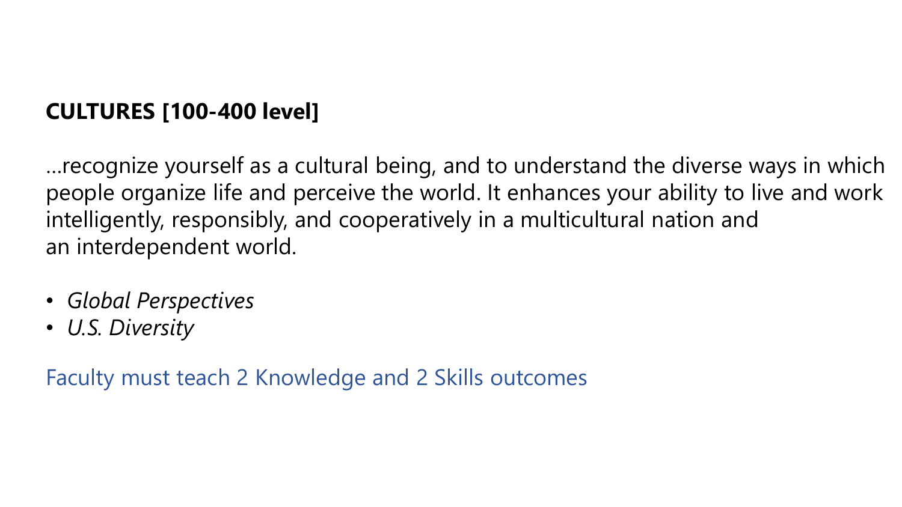**CULTURES [100-400 level]**

…recognize yourself as a cultural being, and to understand the diverse ways in which people organize life and perceive the world. It enhances your ability to live and work intelligently, responsibly, and cooperatively in a multicultural nation and an interdependent world.

- *Global Perspectives*
- *U.S. Diversity*

Faculty must teach 2 Knowledge and 2 Skills outcomes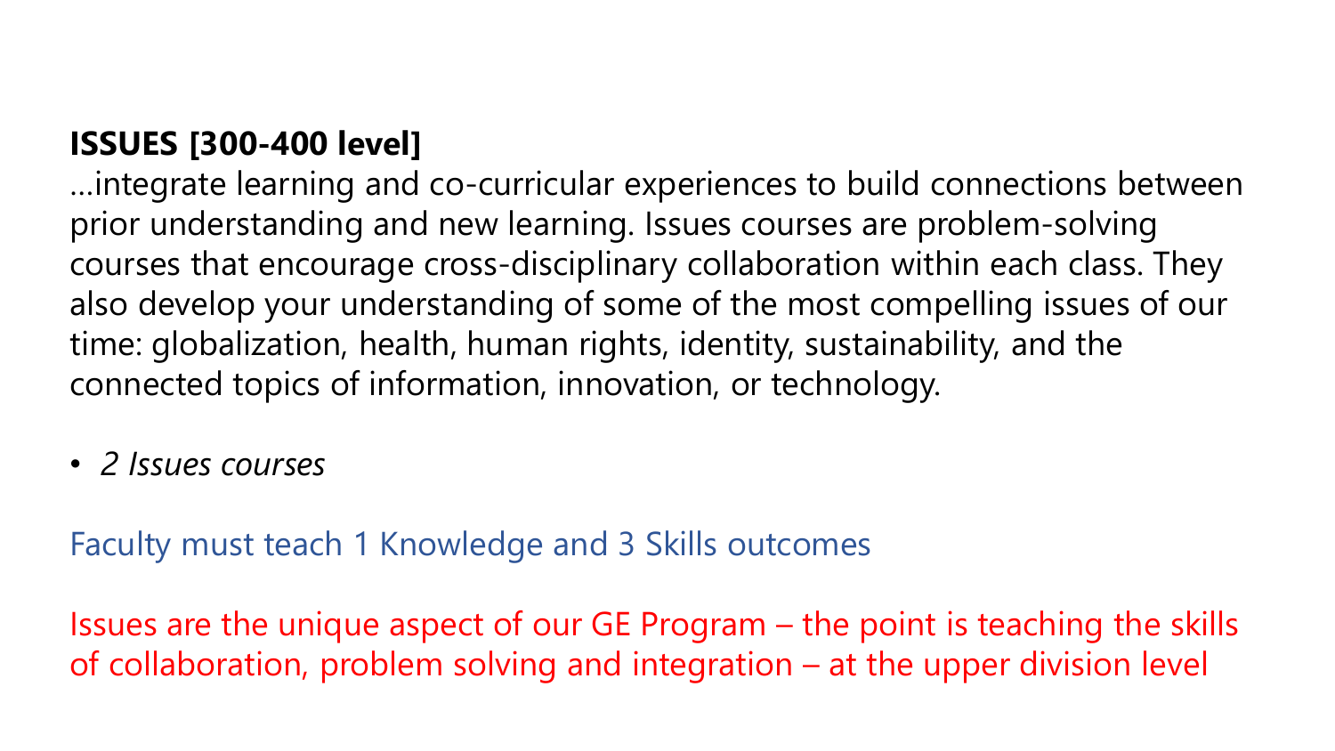**ISSUES [300-400 level]**
…integrate learning and co-curricular experiences to build connections between prior understanding and new learning. Issues courses are problem-solving courses that encourage cross-disciplinary collaboration within each class. They also develop your understanding of some of the most compelling issues of our time: globalization, health, human rights, identity, sustainability, and the connected topics of information, innovation, or technology.

- *2 Issues courses*

Faculty must teach 1 Knowledge and 3 Skills outcomes

Issues are the unique aspect of our GE Program – the point is teaching the skills of collaboration, problem solving and integration – at the upper division level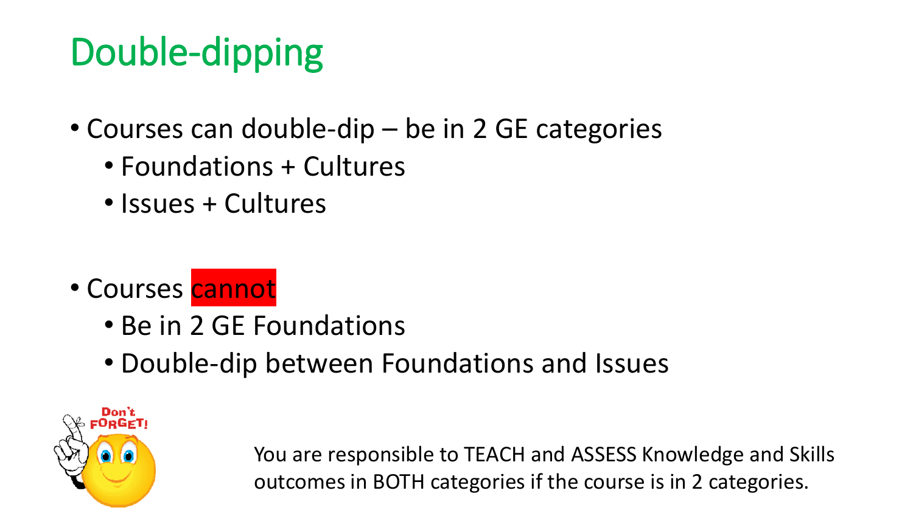# Double-dipping

- Courses can double-dip – be in 2 GE categories
  - Foundations + Cultures
  - Issues + Cultures

- Courses **cannot**
  - Be in 2 GE Foundations
  - Double-dip between Foundations and Issues

Don't FORGET!

You are responsible to TEACH and ASSESS Knowledge and Skills outcomes in BOTH categories if the course is in 2 categories.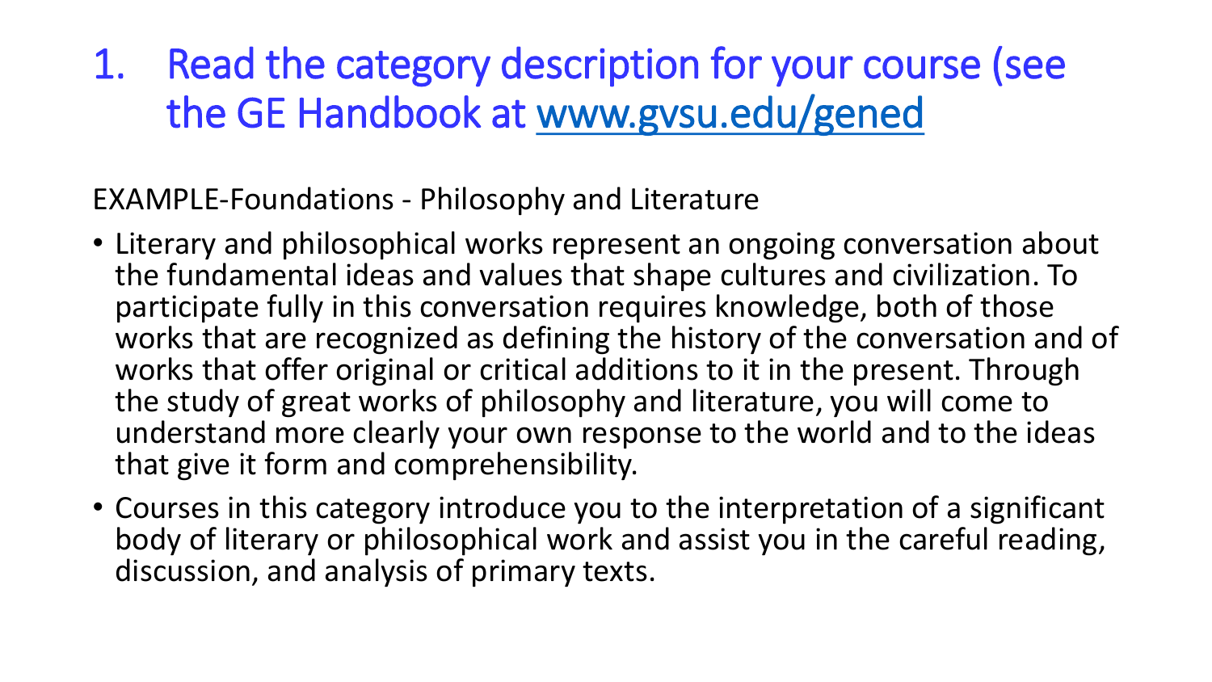# 1. Read the category description for your course (see the GE Handbook at [www.gvsu.edu/gened](www.gvsu.edu/gened)

EXAMPLE-Foundations - Philosophy and Literature

- Literary and philosophical works represent an ongoing conversation about the fundamental ideas and values that shape cultures and civilization. To participate fully in this conversation requires knowledge, both of those works that are recognized as defining the history of the conversation and of works that offer original or critical additions to it in the present. Through the study of great works of philosophy and literature, you will come to understand more clearly your own response to the world and to the ideas that give it form and comprehensibility.
- Courses in this category introduce you to the interpretation of a significant body of literary or philosophical work and assist you in the careful reading, discussion, and analysis of primary texts.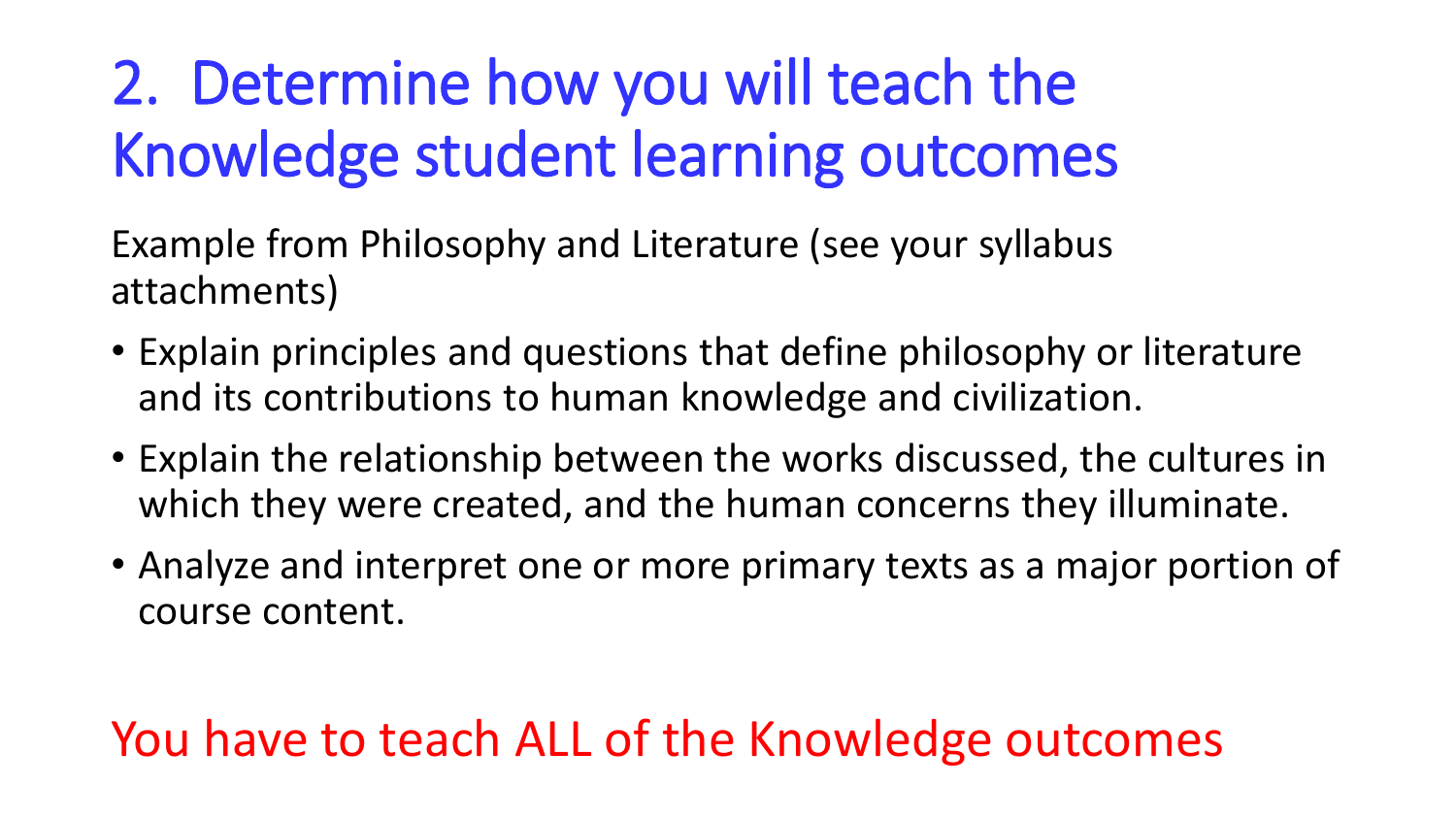# 2. Determine how you will teach the Knowledge student learning outcomes

Example from Philosophy and Literature (see your syllabus attachments)

- Explain principles and questions that define philosophy or literature and its contributions to human knowledge and civilization.
- Explain the relationship between the works discussed, the cultures in which they were created, and the human concerns they illuminate.
- Analyze and interpret one or more primary texts as a major portion of course content.

You have to teach ALL of the Knowledge outcomes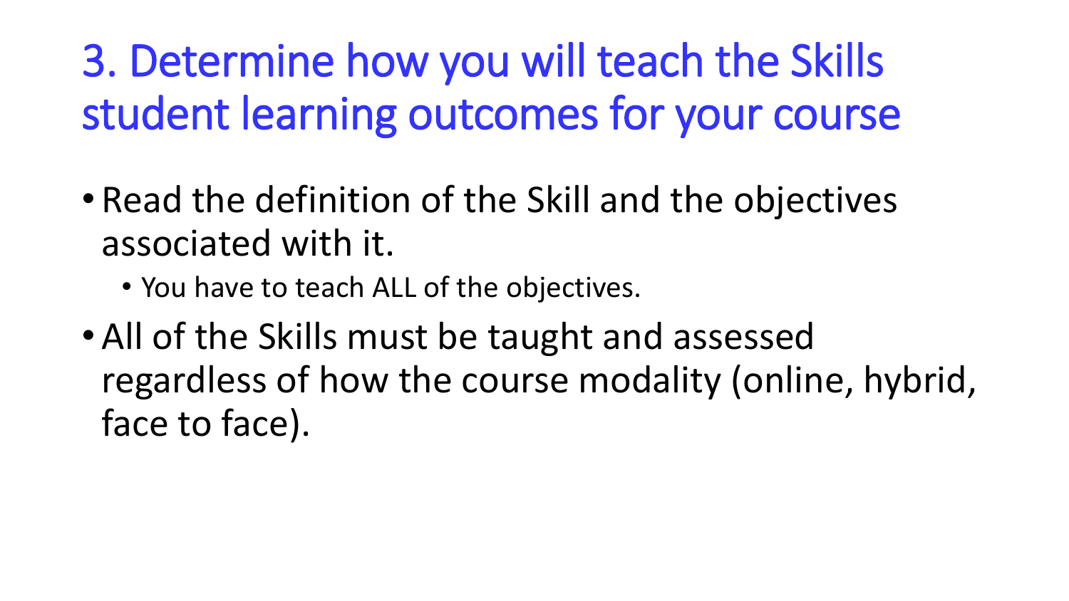# 3. Determine how you will teach the Skills student learning outcomes for your course

- Read the definition of the Skill and the objectives associated with it.
  - You have to teach ALL of the objectives.
- All of the Skills must be taught and assessed regardless of how the course modality (online, hybrid, face to face).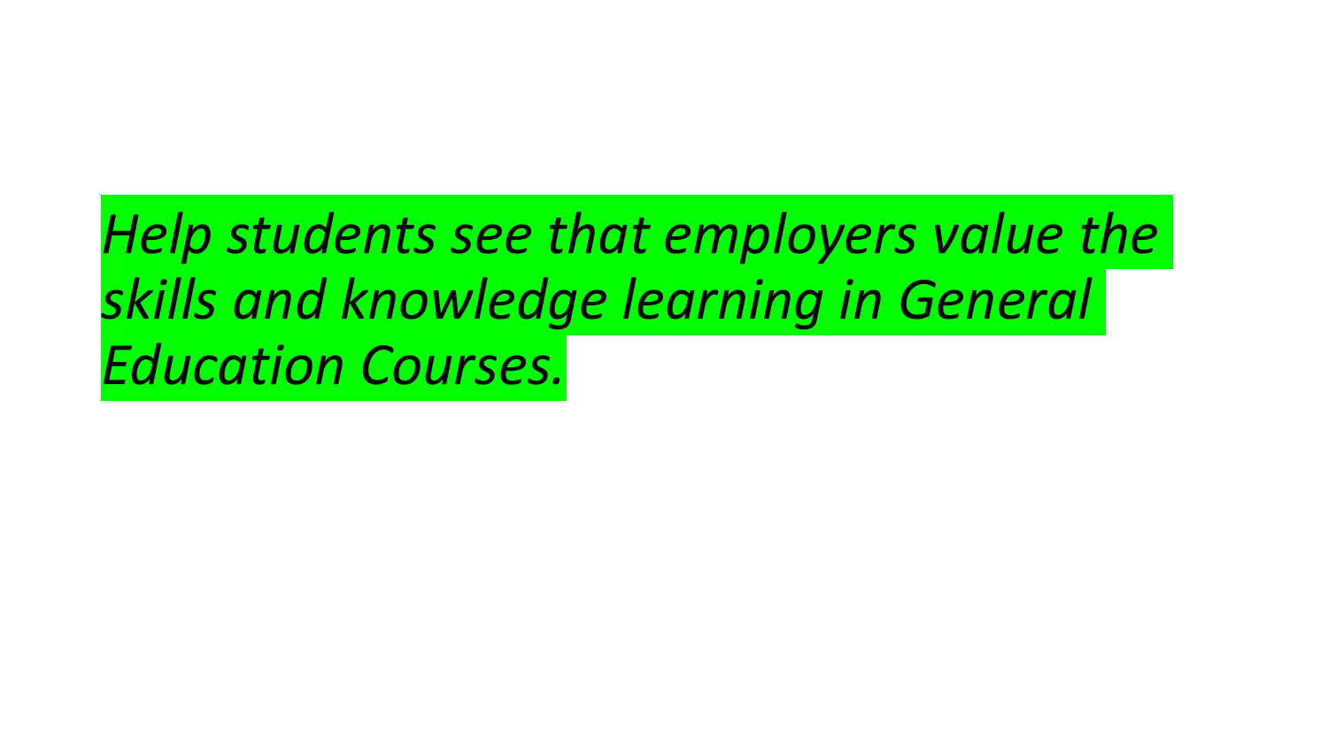*Help students see that employers value the skills and knowledge learning in General Education Courses.*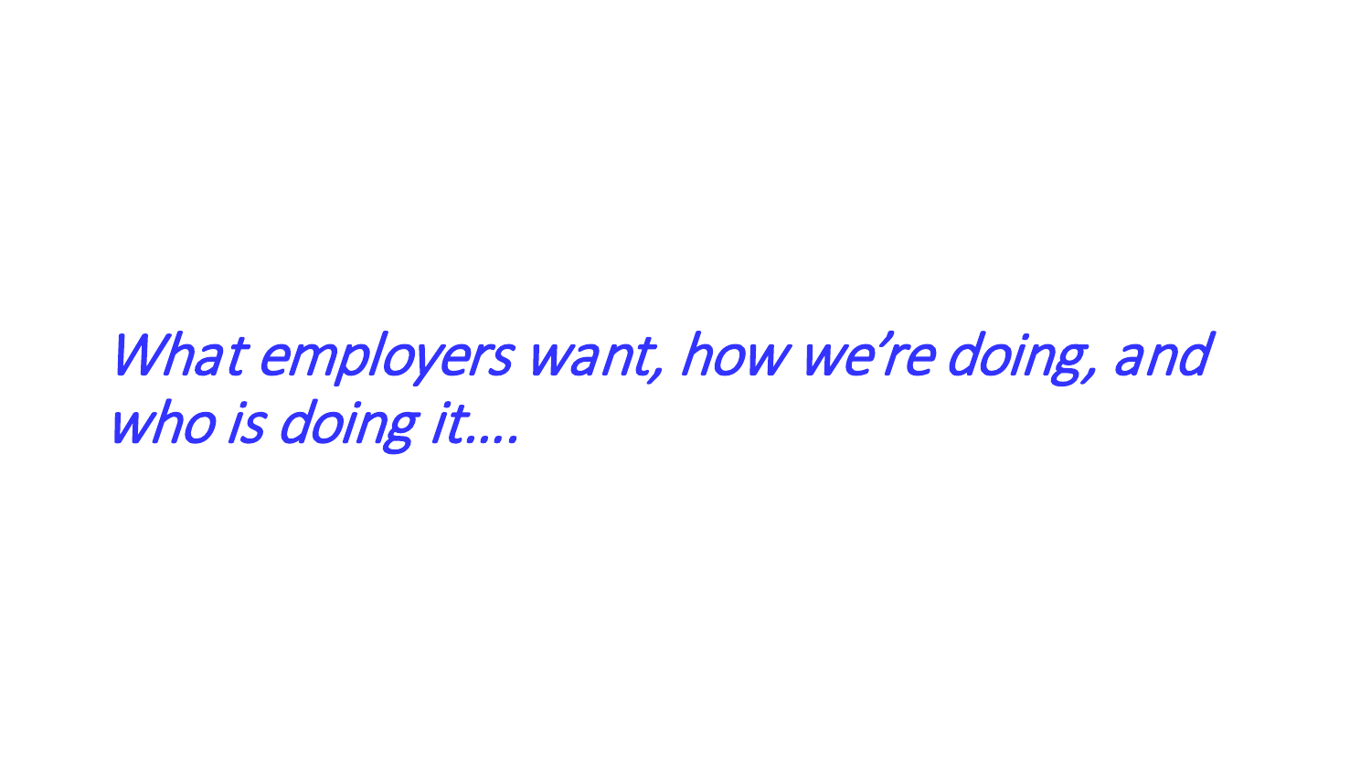*What employers want, how we're doing, and who is doing it….*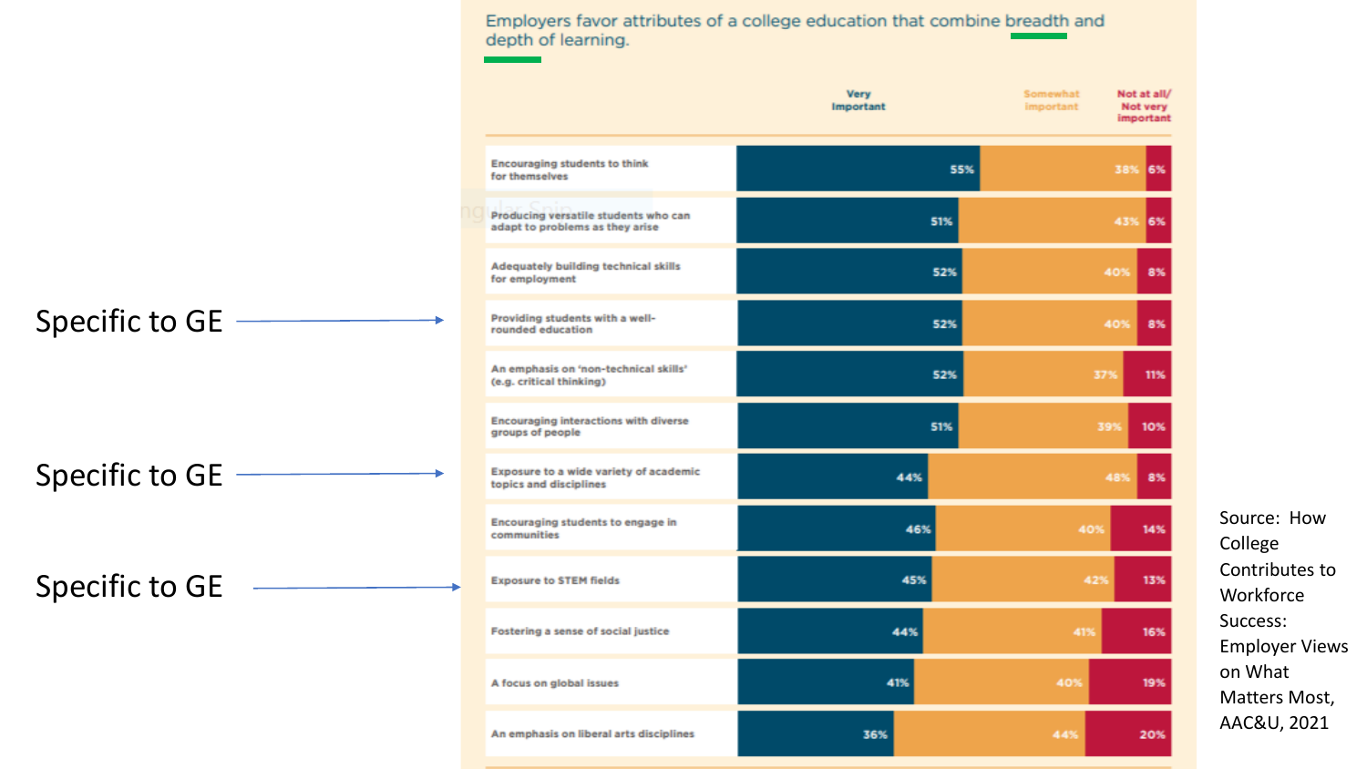Employers favor attributes of a college education that combine breadth and depth of learning.

| | Very Important | Somewhat important | Not at all/ Not very important |
|---|---|---|---|
| Encouraging students to think for themselves | 55% | 38% | 6% |
| Producing versatile students who can adapt to problems as they arise | 51% | 43% | 6% |
| Adequately building technical skills for employment | 52% | 40% | 8% |
| Providing students with a well-rounded education | 52% | 40% | 8% |
| An emphasis on 'non-technical skills' (e.g. critical thinking) | 52% | 37% | 11% |
| Encouraging interactions with diverse groups of people | 51% | 39% | 10% |
| Exposure to a wide variety of academic topics and disciplines | 44% | 48% | 8% |
| Encouraging students to engage in communities | 46% | 40% | 14% |
| Exposure to STEM fields | 45% | 42% | 13% |
| Fostering a sense of social justice | 44% | 41% | 16% |
| A focus on global issues | 41% | 40% | 19% |
| An emphasis on liberal arts disciplines | 36% | 44% | 20% |

Specific to GE → Providing students with a well-rounded education

Specific to GE → Exposure to a wide variety of academic topics and disciplines

Specific to GE → Exposure to STEM fields

Source: How College Contributes to Workforce Success: Employer Views on What Matters Most, AAC&U, 2021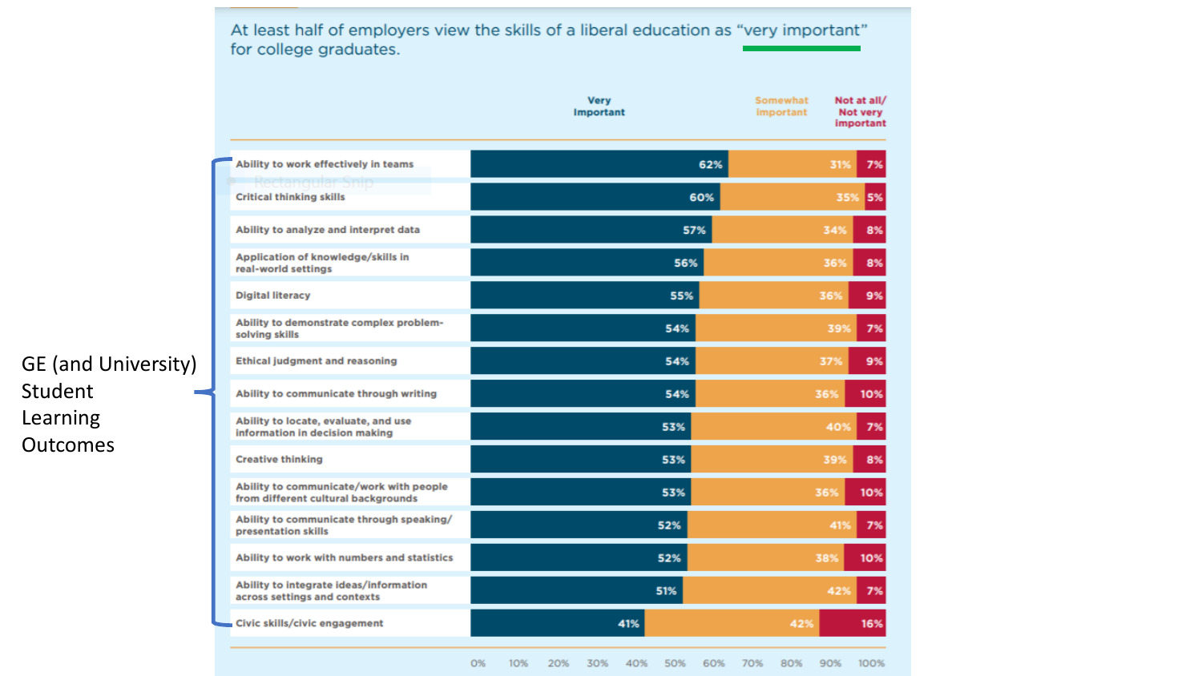At least half of employers view the skills of a liberal education as "very important" for college graduates.

GE (and University) Student Learning Outcomes

| Skill | Very Important | Somewhat important | Not at all/ Not very important |
|---|---|---|---|
| Ability to work effectively in teams | 62% | 31% | 7% |
| Critical thinking skills | 60% | 35% | 5% |
| Ability to analyze and interpret data | 57% | 34% | 8% |
| Application of knowledge/skills in real-world settings | 56% | 36% | 8% |
| Digital literacy | 55% | 36% | 9% |
| Ability to demonstrate complex problem-solving skills | 54% | 39% | 7% |
| Ethical judgment and reasoning | 54% | 37% | 9% |
| Ability to communicate through writing | 54% | 36% | 10% |
| Ability to locate, evaluate, and use information in decision making | 53% | 40% | 7% |
| Creative thinking | 53% | 39% | 8% |
| Ability to communicate/work with people from different cultural backgrounds | 53% | 36% | 10% |
| Ability to communicate through speaking/presentation skills | 52% | 41% | 7% |
| Ability to work with numbers and statistics | 52% | 38% | 10% |
| Ability to integrate ideas/information across settings and contexts | 51% | 42% | 7% |
| Civic skills/civic engagement | 41% | 42% | 16% |

0% 10% 20% 30% 40% 50% 60% 70% 80% 90% 100%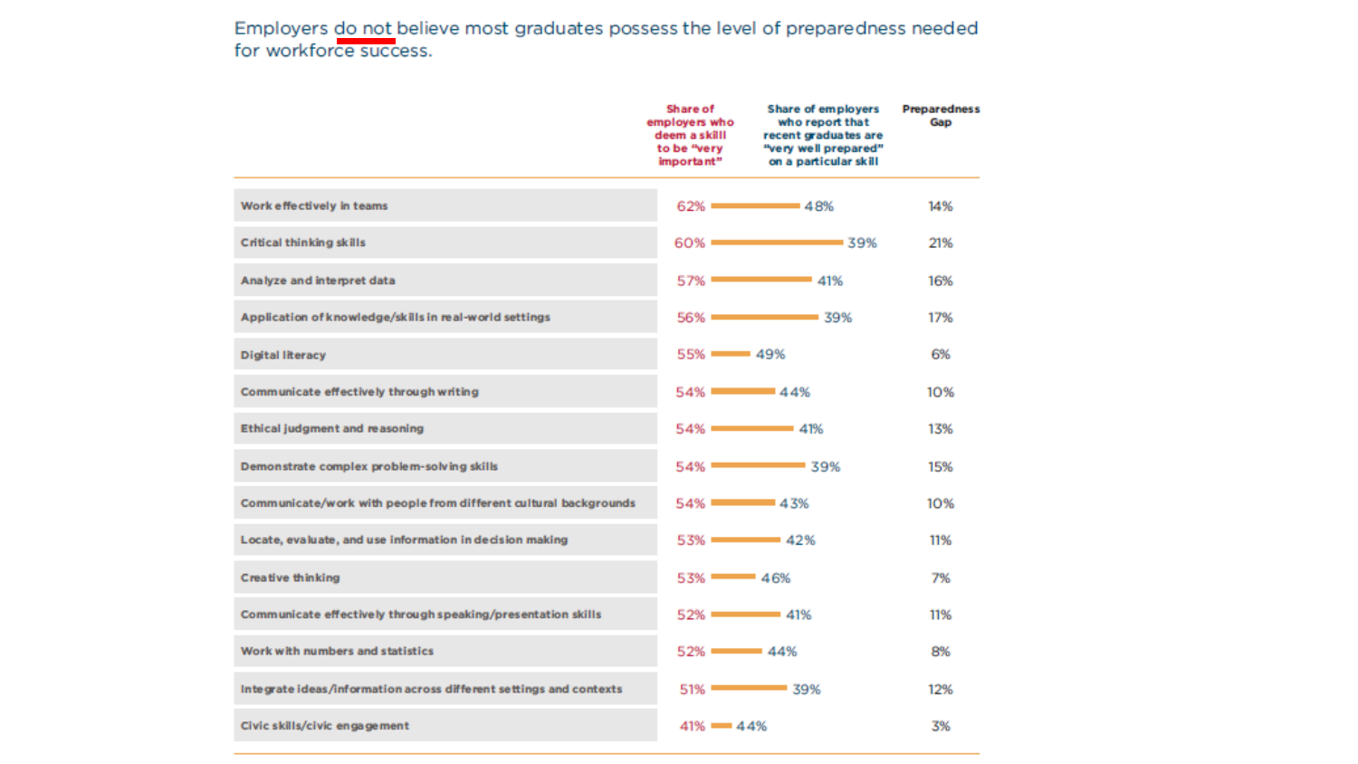Employers do not believe most graduates possess the level of preparedness needed for workforce success.

| | Share of employers who deem a skill to be "very important" | Share of employers who report that recent graduates are "very well prepared" on a particular skill | Preparedness Gap |
|---|---|---|---|
| Work effectively in teams | 62% | 48% | 14% |
| Critical thinking skills | 60% | 39% | 21% |
| Analyze and interpret data | 57% | 41% | 16% |
| Application of knowledge/skills in real-world settings | 56% | 39% | 17% |
| Digital literacy | 55% | 49% | 6% |
| Communicate effectively through writing | 54% | 44% | 10% |
| Ethical judgment and reasoning | 54% | 41% | 13% |
| Demonstrate complex problem-solving skills | 54% | 39% | 15% |
| Communicate/work with people from different cultural backgrounds | 54% | 43% | 10% |
| Locate, evaluate, and use information in decision making | 53% | 42% | 11% |
| Creative thinking | 53% | 46% | 7% |
| Communicate effectively through speaking/presentation skills | 52% | 41% | 11% |
| Work with numbers and statistics | 52% | 44% | 8% |
| Integrate ideas/information across different settings and contexts | 51% | 39% | 12% |
| Civic skills/civic engagement | 41% | 44% | 3% |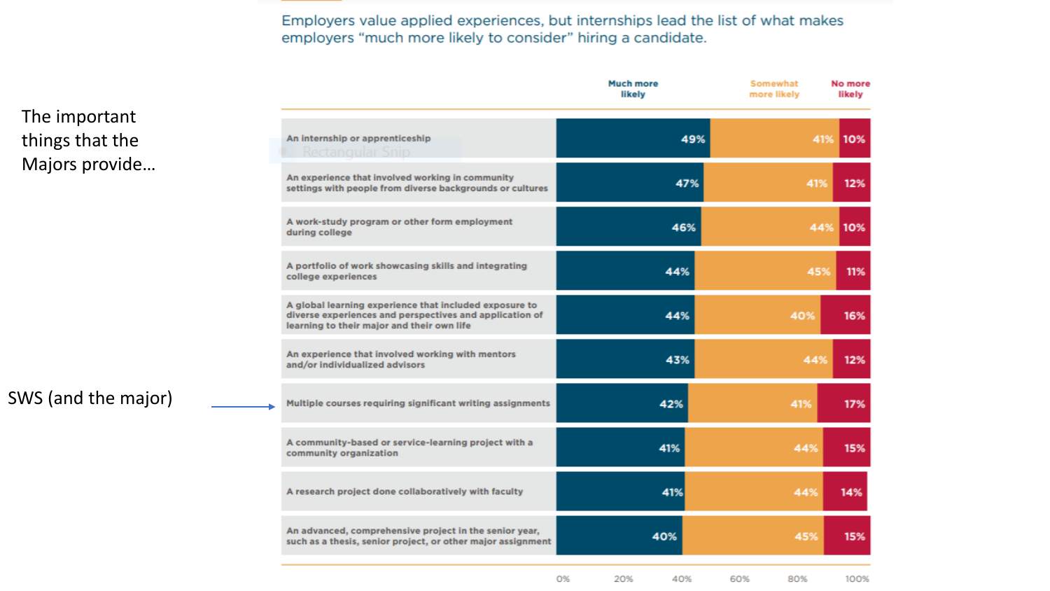The important things that the Majors provide…

SWS (and the major)

Employers value applied experiences, but internships lead the list of what makes employers "much more likely to consider" hiring a candidate.

Much more likely

Somewhat more likely

No more likely

An internship or apprenticeship 49% 41% 10%

An experience that involved working in community settings with people from diverse backgrounds or cultures 47% 41% 12%

A work-study program or other form employment during college 46% 44% 10%

A portfolio of work showcasing skills and integrating college experiences 44% 45% 11%

A global learning experience that included exposure to diverse experiences and perspectives and application of learning to their major and their own life 44% 40% 16%

An experience that involved working with mentors and/or individualized advisors 43% 44% 12%

Multiple courses requiring significant writing assignments 42% 41% 17%

A community-based or service-learning project with a community organization 41% 44% 15%

A research project done collaboratively with faculty 41% 44% 14%

An advanced, comprehensive project in the senior year, such as a thesis, senior project, or other major assignment 40% 45% 15%

0% 20% 40% 60% 80% 100%